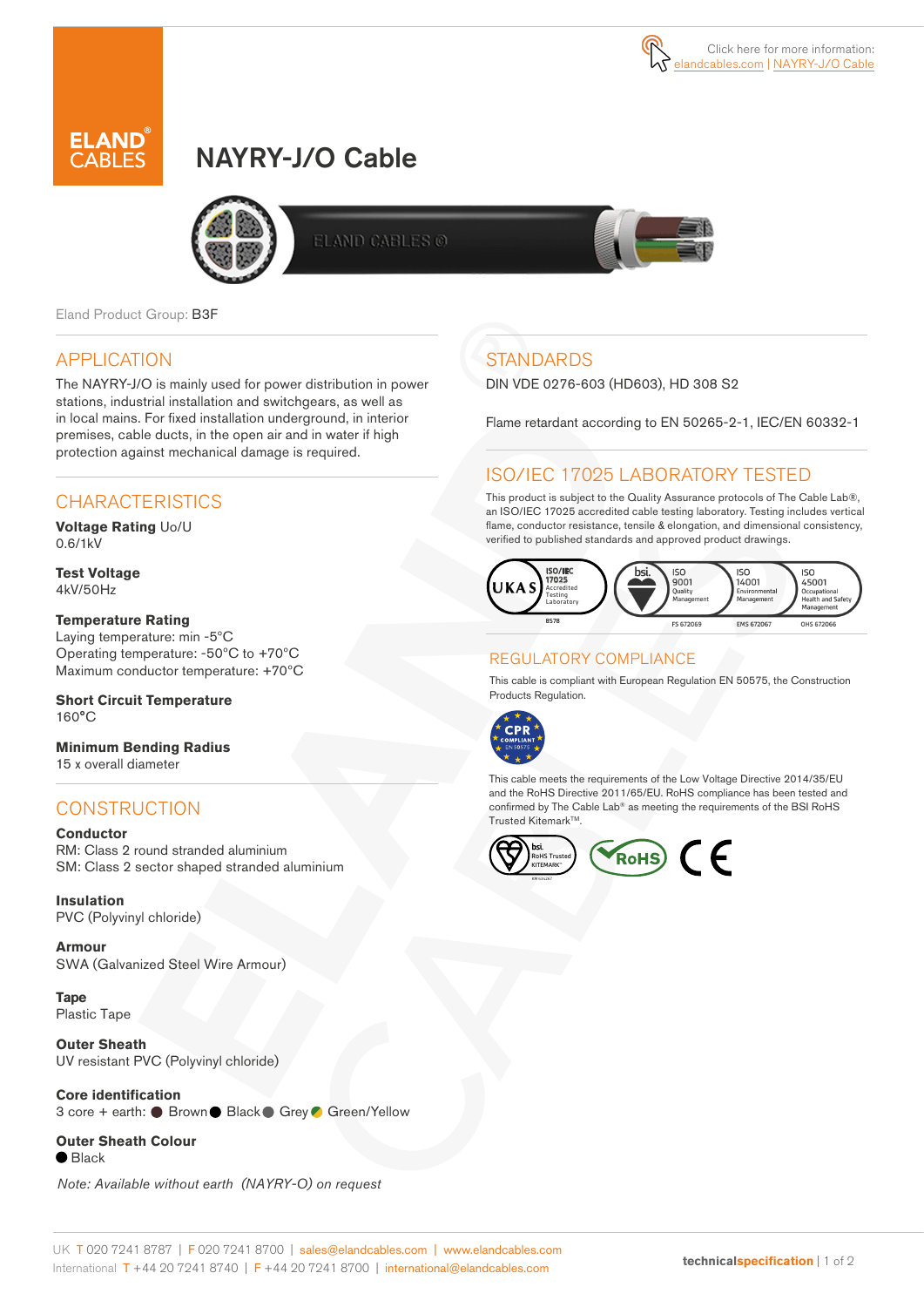Click here for more information: elandcables.com | NAYRY-J/O Cable

# NAYRY-J/O Cable

Eland Product Group: B3F

## APPLICATION

The NAYRY-J/O is mainly used for power distribution in power stations, industrial installation and switchgears, as well as in local mains. For fixed installation underground, in interior premises, cable ducts, in the open air and in water if high protection against mechanical damage is required.

## CHARACTERISTICS

**Voltage Rating** Uo/U
0.6/1kV

**Test Voltage**
4kV/50Hz

**Temperature Rating**
Laying temperature: min -5°C
Operating temperature: -50°C to +70°C
Maximum conductor temperature: +70°C

**Short Circuit Temperature**
160°C

**Minimum Bending Radius**
15 x overall diameter

## CONSTRUCTION

**Conductor**
RM: Class 2 round stranded aluminium
SM: Class 2 sector shaped stranded aluminium

**Insulation**
PVC (Polyvinyl chloride)

**Armour**
SWA (Galvanized Steel Wire Armour)

**Tape**
Plastic Tape

**Outer Sheath**
UV resistant PVC (Polyvinyl chloride)

**Core identification**
3 core + earth: ● Brown ● Black ● Grey ● Green/Yellow

**Outer Sheath Colour**
● Black

*Note: Available without earth (NAYRY-O) on request*

## STANDARDS

DIN VDE 0276-603 (HD603), HD 308 S2

Flame retardant according to EN 50265-2-1, IEC/EN 60332-1

## ISO/IEC 17025 LABORATORY TESTED

This product is subject to the Quality Assurance protocols of The Cable Lab®, an ISO/IEC 17025 accredited cable testing laboratory. Testing includes vertical flame, conductor resistance, tensile & elongation, and dimensional consistency, verified to published standards and approved product drawings.

UKAS ISO/IEC 17025 Accredited Testing Laboratory 8578 | bsi. ISO 9001 Quality Management FS 672069 | ISO 14001 Environmental Management EMS 672067 | ISO 45001 Occupational Health and Safety Management OHS 672066

## REGULATORY COMPLIANCE

This cable is compliant with European Regulation EN 50575, the Construction Products Regulation.

CPR COMPLIANT EN 50575

This cable meets the requirements of the Low Voltage Directive 2014/35/EU and the RoHS Directive 2011/65/EU. RoHS compliance has been tested and confirmed by The Cable Lab® as meeting the requirements of the BSI RoHS Trusted Kitemark™.

bsi. RoHS Trusted KITEMARK™ | RoHS | CE

UK T 020 7241 8787 | F 020 7241 8700 | sales@elandcables.com | www.elandcables.com
International T +44 20 7241 8740 | F +44 20 7241 8700 | international@elandcables.com

technicalspecification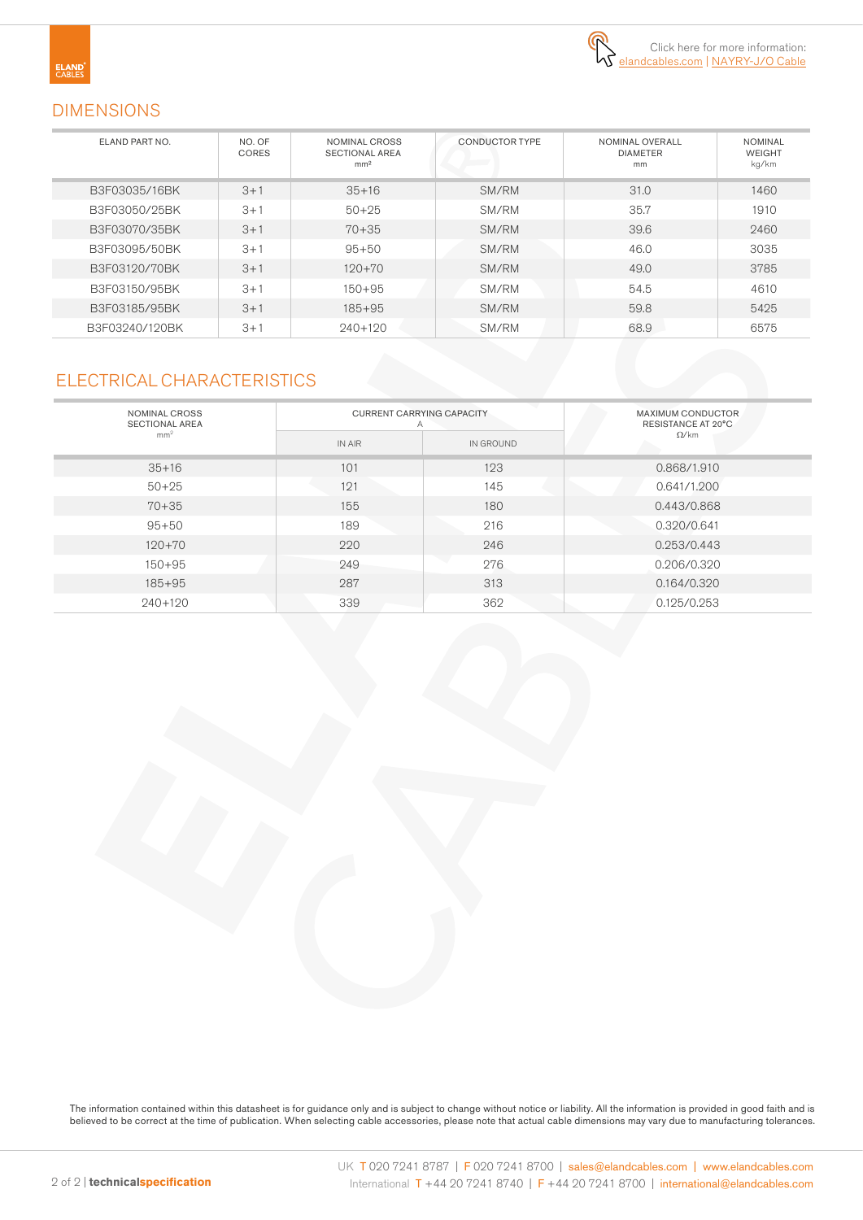Click here for more information: elandcables.com | NAYRY-J/O Cable

## DIMENSIONS

| ELAND PART NO. | NO. OF CORES | NOMINAL CROSS SECTIONAL AREA mm² | CONDUCTOR TYPE | NOMINAL OVERALL DIAMETER mm | NOMINAL WEIGHT kg/km |
|---|---|---|---|---|---|
| B3F03035/16BK | 3+1 | 35+16 | SM/RM | 31.0 | 1460 |
| B3F03050/25BK | 3+1 | 50+25 | SM/RM | 35.7 | 1910 |
| B3F03070/35BK | 3+1 | 70+35 | SM/RM | 39.6 | 2460 |
| B3F03095/50BK | 3+1 | 95+50 | SM/RM | 46.0 | 3035 |
| B3F03120/70BK | 3+1 | 120+70 | SM/RM | 49.0 | 3785 |
| B3F03150/95BK | 3+1 | 150+95 | SM/RM | 54.5 | 4610 |
| B3F03185/95BK | 3+1 | 185+95 | SM/RM | 59.8 | 5425 |
| B3F03240/120BK | 3+1 | 240+120 | SM/RM | 68.9 | 6575 |

## ELECTRICAL CHARACTERISTICS

| NOMINAL CROSS SECTIONAL AREA mm² | CURRENT CARRYING CAPACITY A | | MAXIMUM CONDUCTOR RESISTANCE AT 20°C Ω/km |
|---|---|---|---|
| | IN AIR | IN GROUND | |
| 35+16 | 101 | 123 | 0.868/1.910 |
| 50+25 | 121 | 145 | 0.641/1.200 |
| 70+35 | 155 | 180 | 0.443/0.868 |
| 95+50 | 189 | 216 | 0.320/0.641 |
| 120+70 | 220 | 246 | 0.253/0.443 |
| 150+95 | 249 | 276 | 0.206/0.320 |
| 185+95 | 287 | 313 | 0.164/0.320 |
| 240+120 | 339 | 362 | 0.125/0.253 |

The information contained within this datasheet is for guidance only and is subject to change without notice or liability. All the information is provided in good faith and is believed to be correct at the time of publication. When selecting cable accessories, please note that actual cable dimensions may vary due to manufacturing tolerances.

UK T 020 7241 8787 | F 020 7241 8700 | sales@elandcables.com | www.elandcables.com
International T +44 20 7241 8740 | F +44 20 7241 8700 | international@elandcables.com